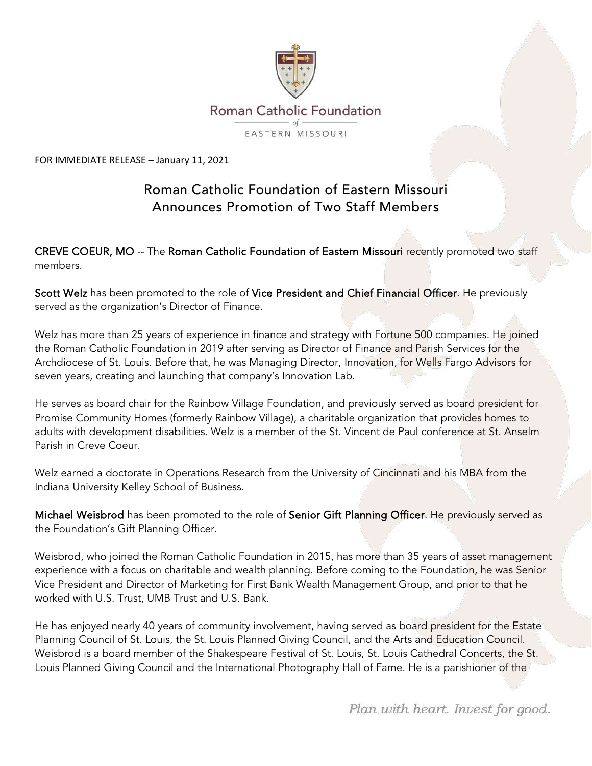Roman Catholic Foundation
of
EASTERN MISSOURI

FOR IMMEDIATE RELEASE – January 11, 2021

# Roman Catholic Foundation of Eastern Missouri Announces Promotion of Two Staff Members

**CREVE COEUR, MO** -- The **Roman Catholic Foundation of Eastern Missouri** recently promoted two staff members.

**Scott Welz** has been promoted to the role of **Vice President and Chief Financial Officer**. He previously served as the organization's Director of Finance.

Welz has more than 25 years of experience in finance and strategy with Fortune 500 companies. He joined the Roman Catholic Foundation in 2019 after serving as Director of Finance and Parish Services for the Archdiocese of St. Louis. Before that, he was Managing Director, Innovation, for Wells Fargo Advisors for seven years, creating and launching that company's Innovation Lab.

He serves as board chair for the Rainbow Village Foundation, and previously served as board president for Promise Community Homes (formerly Rainbow Village), a charitable organization that provides homes to adults with development disabilities. Welz is a member of the St. Vincent de Paul conference at St. Anselm Parish in Creve Coeur.

Welz earned a doctorate in Operations Research from the University of Cincinnati and his MBA from the Indiana University Kelley School of Business.

**Michael Weisbrod** has been promoted to the role of **Senior Gift Planning Officer**. He previously served as the Foundation's Gift Planning Officer.

Weisbrod, who joined the Roman Catholic Foundation in 2015, has more than 35 years of asset management experience with a focus on charitable and wealth planning. Before coming to the Foundation, he was Senior Vice President and Director of Marketing for First Bank Wealth Management Group, and prior to that he worked with U.S. Trust, UMB Trust and U.S. Bank.

He has enjoyed nearly 40 years of community involvement, having served as board president for the Estate Planning Council of St. Louis, the St. Louis Planned Giving Council, and the Arts and Education Council. Weisbrod is a board member of the Shakespeare Festival of St. Louis, St. Louis Cathedral Concerts, the St. Louis Planned Giving Council and the International Photography Hall of Fame. He is a parishioner of the

*Plan with heart. Invest for good.*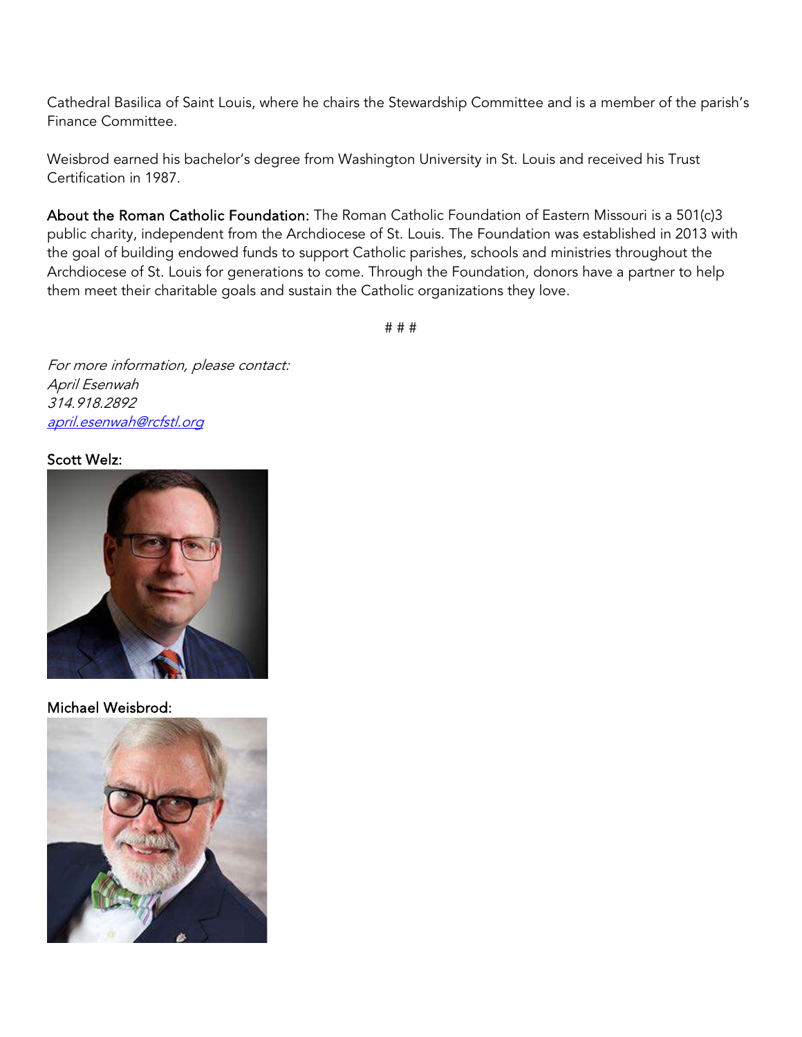Cathedral Basilica of Saint Louis, where he chairs the Stewardship Committee and is a member of the parish's Finance Committee.

Weisbrod earned his bachelor's degree from Washington University in St. Louis and received his Trust Certification in 1987.

**About the Roman Catholic Foundation:** The Roman Catholic Foundation of Eastern Missouri is a 501(c)3 public charity, independent from the Archdiocese of St. Louis. The Foundation was established in 2013 with the goal of building endowed funds to support Catholic parishes, schools and ministries throughout the Archdiocese of St. Louis for generations to come. Through the Foundation, donors have a partner to help them meet their charitable goals and sustain the Catholic organizations they love.

# # #

*For more information, please contact:*
*April Esenwah*
*314.918.2892*
*april.esenwah@rcfstl.org*

Scott Welz:

Michael Weisbrod: